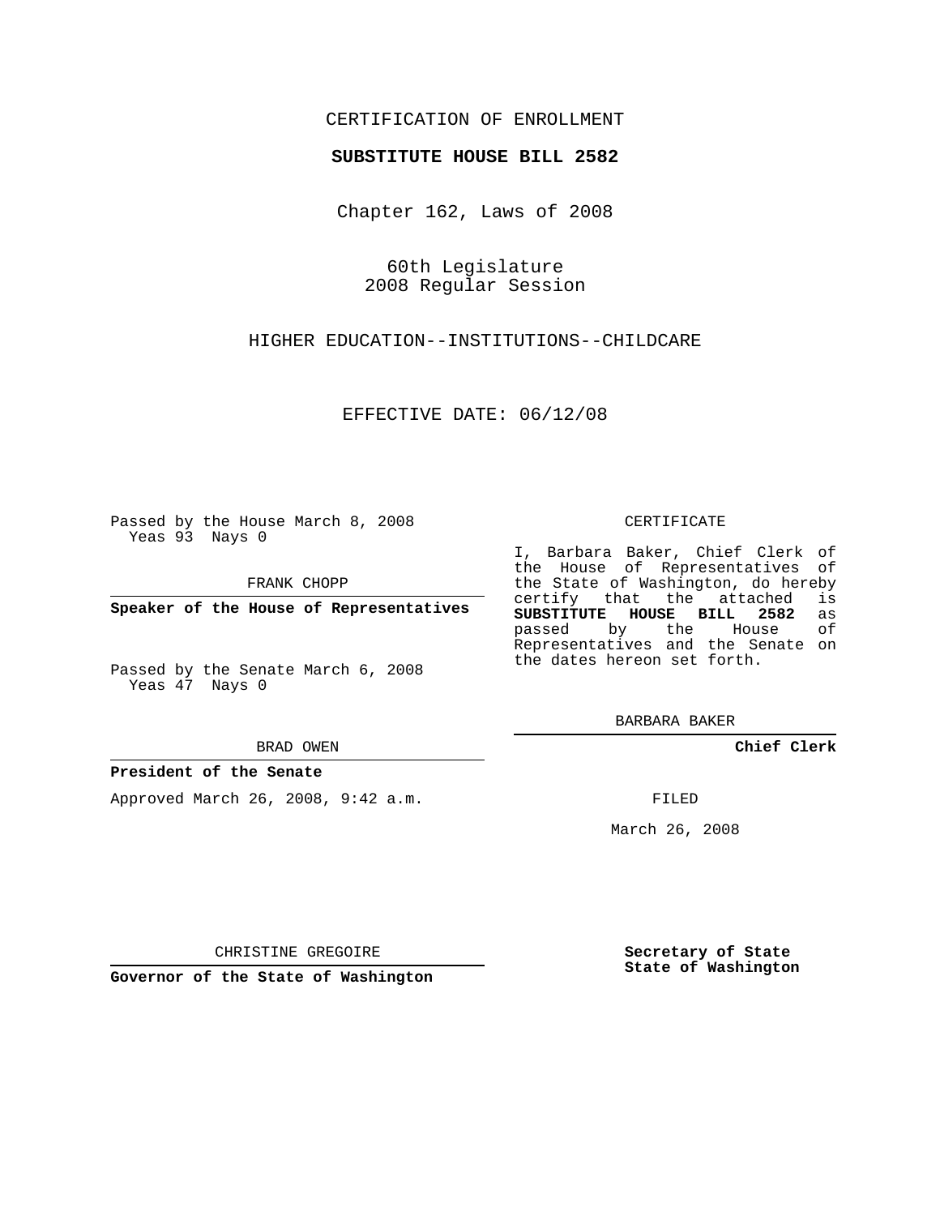CERTIFICATION OF ENROLLMENT

**SUBSTITUTE HOUSE BILL 2582**

Chapter 162, Laws of 2008

60th Legislature
2008 Regular Session

HIGHER EDUCATION--INSTITUTIONS--CHILDCARE

EFFECTIVE DATE: 06/12/08

Passed by the House March 8, 2008
Yeas 93 Nays 0

FRANK CHOPP

**Speaker of the House of Representatives**

Passed by the Senate March 6, 2008
Yeas 47 Nays 0

BRAD OWEN

**President of the Senate**

Approved March 26, 2008, 9:42 a.m.

CHRISTINE GREGOIRE

**Governor of the State of Washington**

CERTIFICATE

I, Barbara Baker, Chief Clerk of the House of Representatives of the State of Washington, do hereby certify that the attached is **SUBSTITUTE HOUSE BILL 2582** as passed by the House of Representatives and the Senate on the dates hereon set forth.

BARBARA BAKER

**Chief Clerk**

FILED

March 26, 2008

**Secretary of State**
**State of Washington**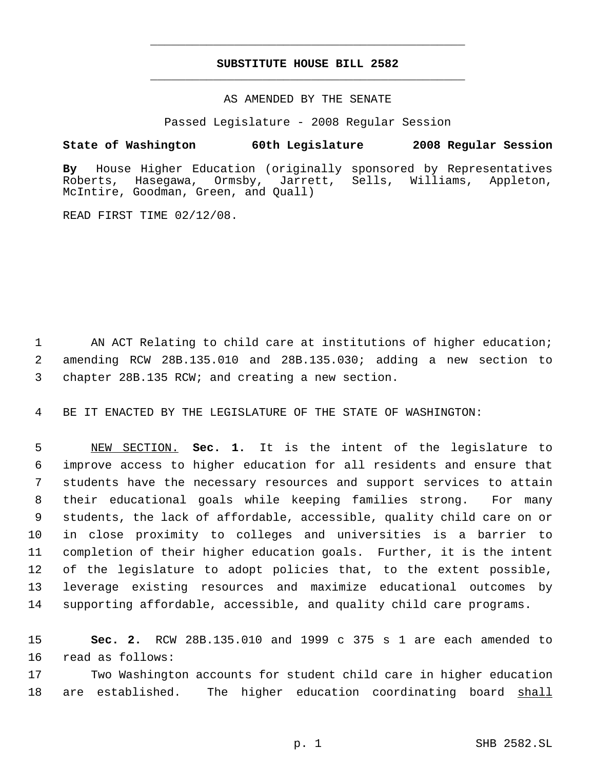# SUBSTITUTE HOUSE BILL 2582

AS AMENDED BY THE SENATE

Passed Legislature - 2008 Regular Session

**State of Washington 60th Legislature 2008 Regular Session**

**By** House Higher Education (originally sponsored by Representatives Roberts, Hasegawa, Ormsby, Jarrett, Sells, Williams, Appleton, McIntire, Goodman, Green, and Quall)

READ FIRST TIME 02/12/08.

1 AN ACT Relating to child care at institutions of higher education;
2 amending RCW 28B.135.010 and 28B.135.030; adding a new section to
3 chapter 28B.135 RCW; and creating a new section.

4 BE IT ENACTED BY THE LEGISLATURE OF THE STATE OF WASHINGTON:

5 NEW SECTION. **Sec. 1.** It is the intent of the legislature to
6 improve access to higher education for all residents and ensure that
7 students have the necessary resources and support services to attain
8 their educational goals while keeping families strong. For many
9 students, the lack of affordable, accessible, quality child care on or
10 in close proximity to colleges and universities is a barrier to
11 completion of their higher education goals. Further, it is the intent
12 of the legislature to adopt policies that, to the extent possible,
13 leverage existing resources and maximize educational outcomes by
14 supporting affordable, accessible, and quality child care programs.

15 **Sec. 2.** RCW 28B.135.010 and 1999 c 375 s 1 are each amended to
16 read as follows:

17 Two Washington accounts for student child care in higher education
18 are established. The higher education coordinating board shall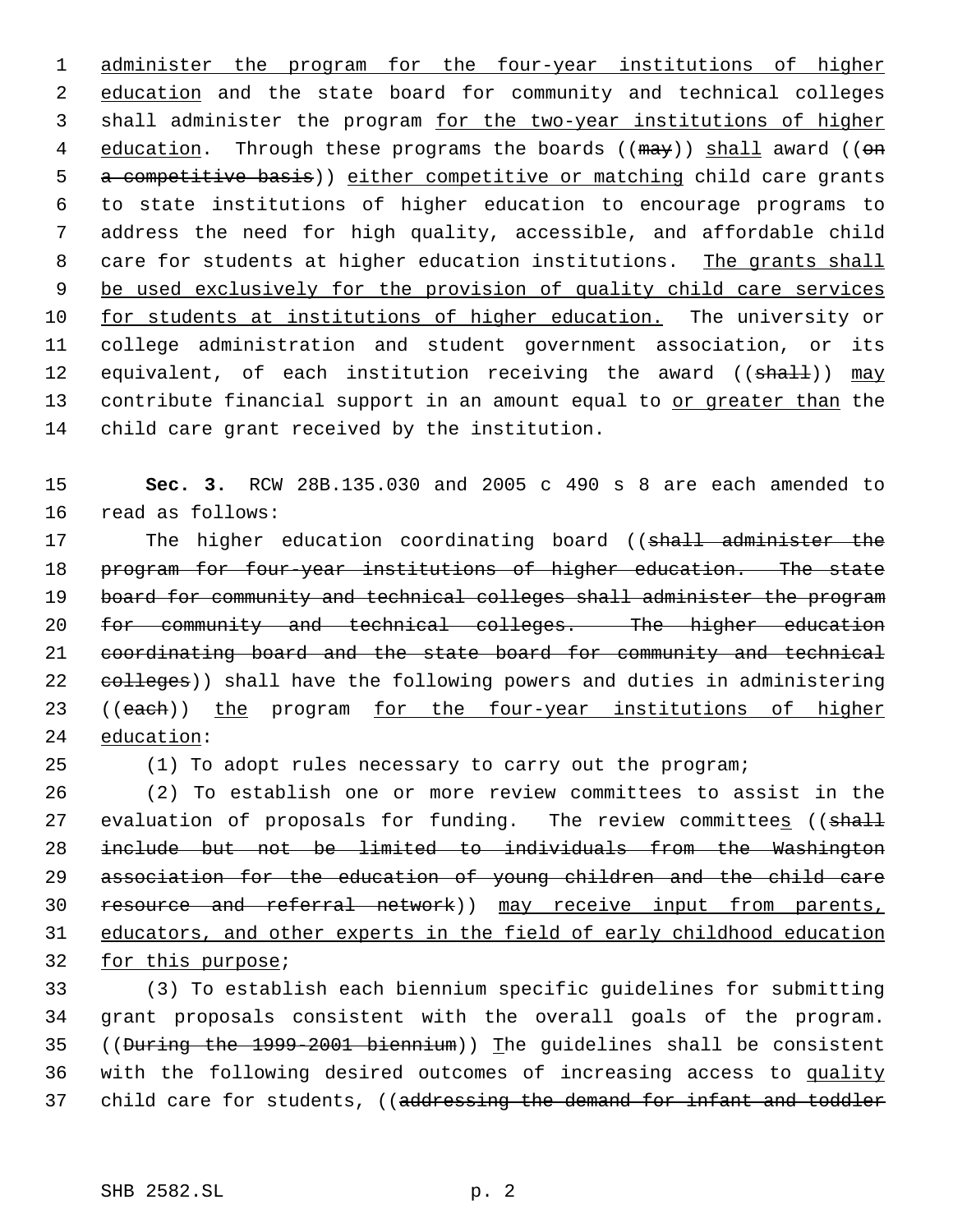administer the program for the four-year institutions of higher education and the state board for community and technical colleges shall administer the program for the two-year institutions of higher education. Through these programs the boards ((~~may~~)) shall award ((~~on a competitive basis~~)) either competitive or matching child care grants to state institutions of higher education to encourage programs to address the need for high quality, accessible, and affordable child care for students at higher education institutions. The grants shall be used exclusively for the provision of quality child care services for students at institutions of higher education. The university or college administration and student government association, or its equivalent, of each institution receiving the award ((~~shall~~)) may contribute financial support in an amount equal to or greater than the child care grant received by the institution.

**Sec. 3.** RCW 28B.135.030 and 2005 c 490 s 8 are each amended to read as follows:

The higher education coordinating board ((~~shall administer the program for four-year institutions of higher education. The state board for community and technical colleges shall administer the program for community and technical colleges. The higher education coordinating board and the state board for community and technical colleges~~)) shall have the following powers and duties in administering ((~~each~~)) the program for the four-year institutions of higher education:

(1) To adopt rules necessary to carry out the program;

(2) To establish one or more review committees to assist in the evaluation of proposals for funding. The review committees ((~~shall include but not be limited to individuals from the Washington association for the education of young children and the child care resource and referral network~~)) may receive input from parents, educators, and other experts in the field of early childhood education for this purpose;

(3) To establish each biennium specific guidelines for submitting grant proposals consistent with the overall goals of the program. ((~~During the 1999-2001 biennium~~)) The guidelines shall be consistent with the following desired outcomes of increasing access to quality child care for students, ((~~addressing the demand for infant and toddler~~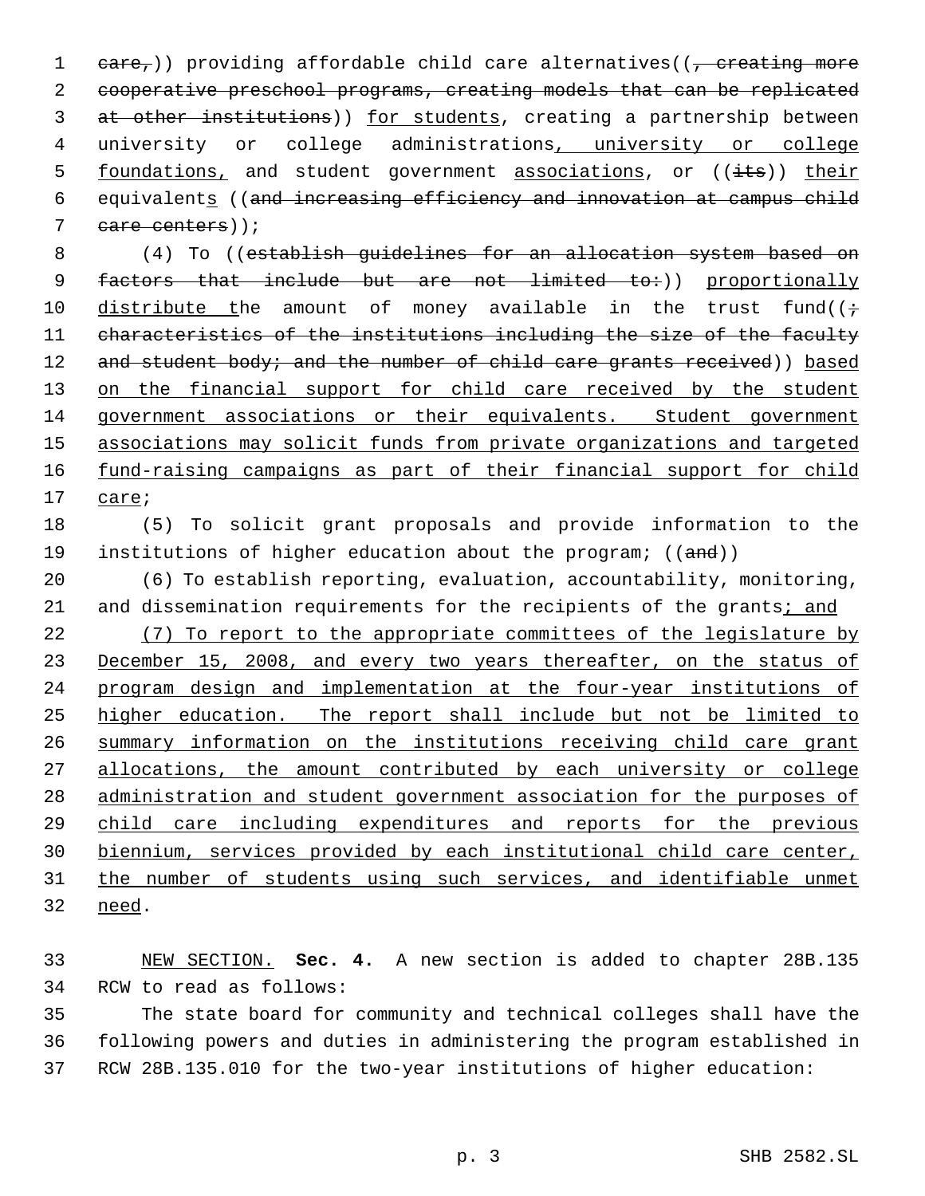care,)) providing affordable child care alternatives((, creating more cooperative preschool programs, creating models that can be replicated at other institutions)) for students, creating a partnership between university or college administrations, university or college foundations, and student government associations, or ((its)) their equivalents ((and increasing efficiency and innovation at campus child care centers));

(4) To ((establish guidelines for an allocation system based on factors that include but are not limited to:)) proportionally distribute the amount of money available in the trust fund((; characteristics of the institutions including the size of the faculty and student body; and the number of child care grants received)) based on the financial support for child care received by the student government associations or their equivalents. Student government associations may solicit funds from private organizations and targeted fund-raising campaigns as part of their financial support for child care;

(5) To solicit grant proposals and provide information to the institutions of higher education about the program; ((and))

(6) To establish reporting, evaluation, accountability, monitoring, and dissemination requirements for the recipients of the grants; and

(7) To report to the appropriate committees of the legislature by December 15, 2008, and every two years thereafter, on the status of program design and implementation at the four-year institutions of higher education. The report shall include but not be limited to summary information on the institutions receiving child care grant allocations, the amount contributed by each university or college administration and student government association for the purposes of child care including expenditures and reports for the previous biennium, services provided by each institutional child care center, the number of students using such services, and identifiable unmet need.

NEW SECTION. **Sec. 4.** A new section is added to chapter 28B.135 RCW to read as follows:

The state board for community and technical colleges shall have the following powers and duties in administering the program established in RCW 28B.135.010 for the two-year institutions of higher education: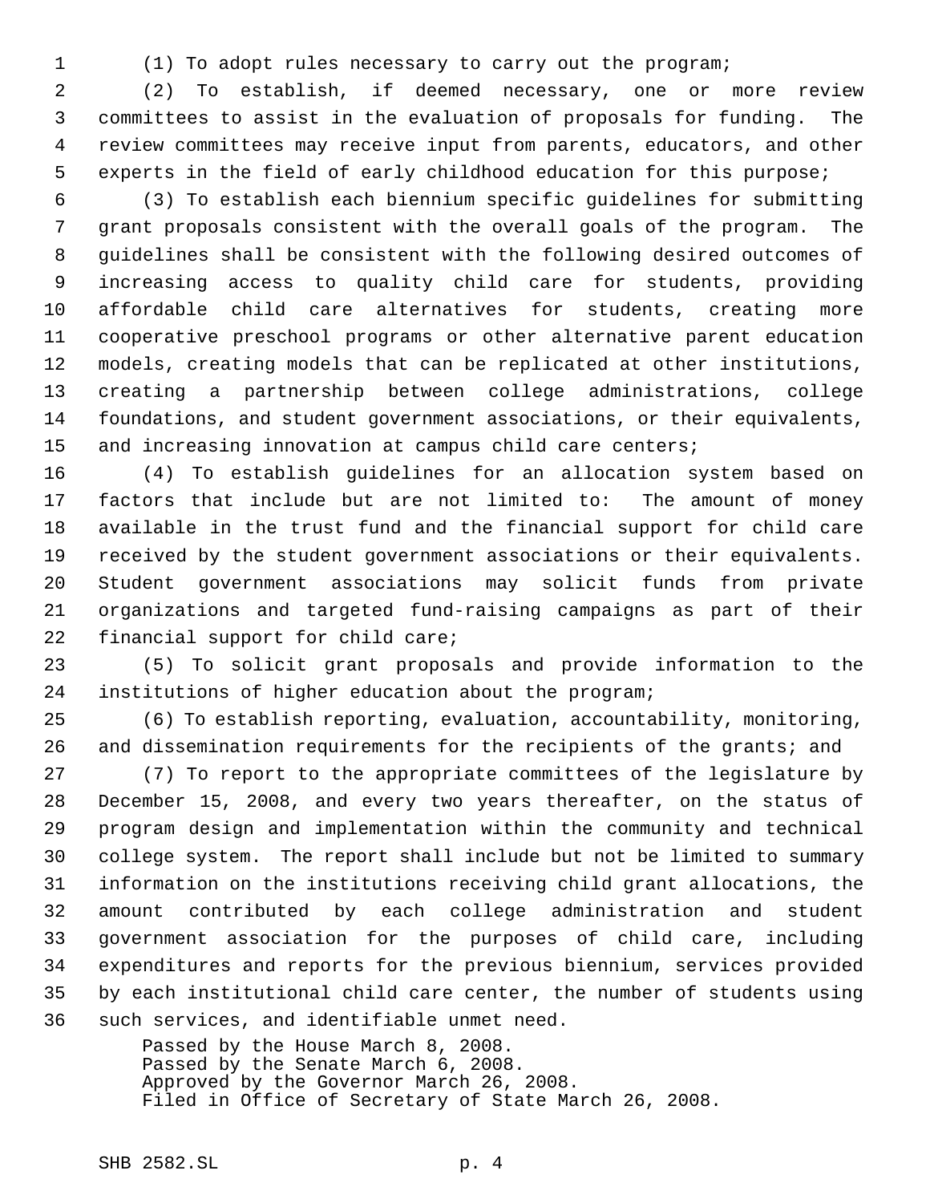(1) To adopt rules necessary to carry out the program;

(2) To establish, if deemed necessary, one or more review committees to assist in the evaluation of proposals for funding. The review committees may receive input from parents, educators, and other experts in the field of early childhood education for this purpose;

(3) To establish each biennium specific guidelines for submitting grant proposals consistent with the overall goals of the program. The guidelines shall be consistent with the following desired outcomes of increasing access to quality child care for students, providing affordable child care alternatives for students, creating more cooperative preschool programs or other alternative parent education models, creating models that can be replicated at other institutions, creating a partnership between college administrations, college foundations, and student government associations, or their equivalents, and increasing innovation at campus child care centers;

(4) To establish guidelines for an allocation system based on factors that include but are not limited to: The amount of money available in the trust fund and the financial support for child care received by the student government associations or their equivalents. Student government associations may solicit funds from private organizations and targeted fund-raising campaigns as part of their financial support for child care;

(5) To solicit grant proposals and provide information to the institutions of higher education about the program;

(6) To establish reporting, evaluation, accountability, monitoring, and dissemination requirements for the recipients of the grants; and

(7) To report to the appropriate committees of the legislature by December 15, 2008, and every two years thereafter, on the status of program design and implementation within the community and technical college system. The report shall include but not be limited to summary information on the institutions receiving child grant allocations, the amount contributed by each college administration and student government association for the purposes of child care, including expenditures and reports for the previous biennium, services provided by each institutional child care center, the number of students using such services, and identifiable unmet need.

Passed by the House March 8, 2008.
Passed by the Senate March 6, 2008.
Approved by the Governor March 26, 2008.
Filed in Office of Secretary of State March 26, 2008.